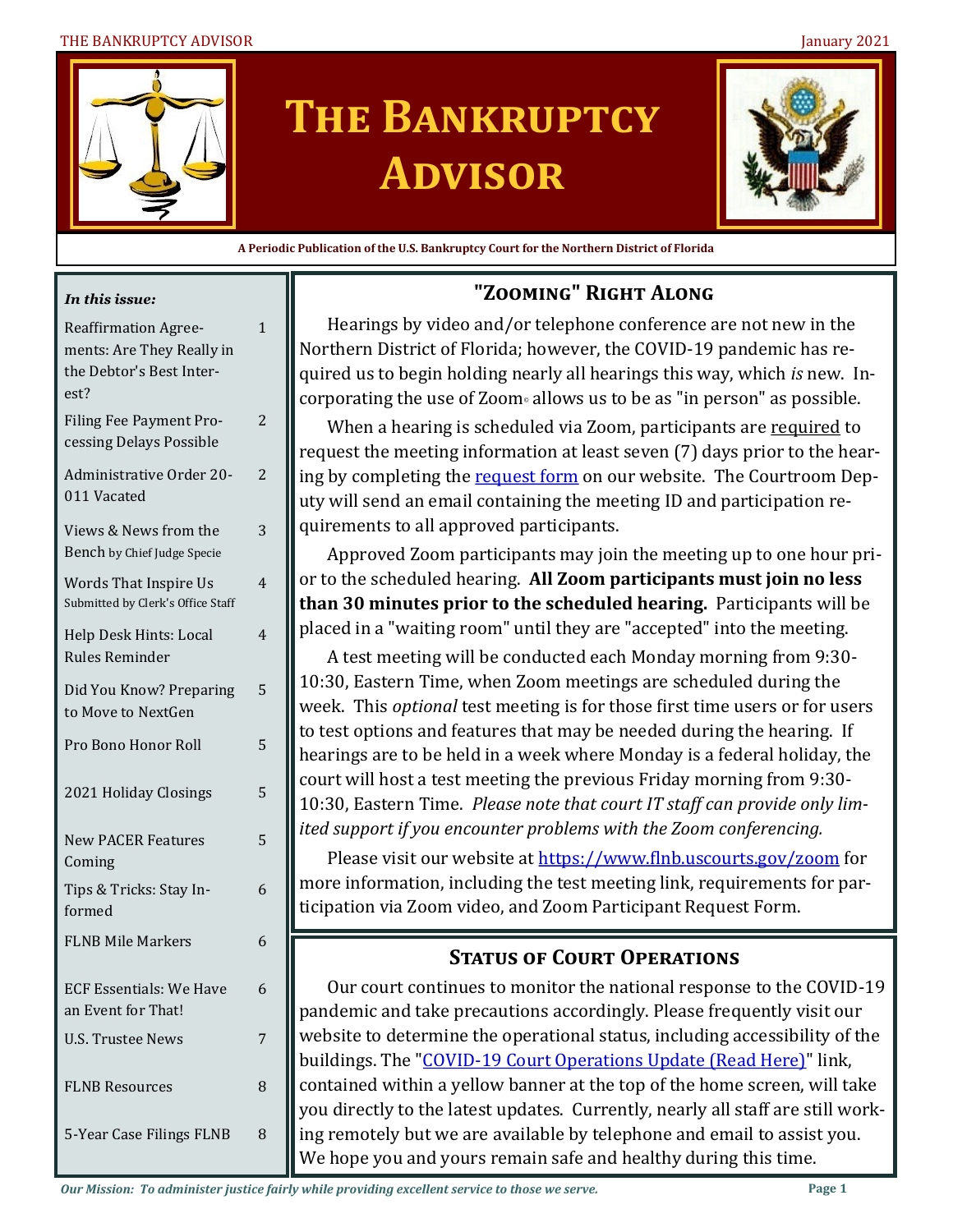# The Bankruptcy Advisor

**A Periodic Publication of the U.S. Bankruptcy Court for the Northern District of Florida**

***In this issue:***

| | |
|---|---|
| Reaffirmation Agreements: Are They Really in the Debtor's Best Interest? | 1 |
| Filing Fee Payment Processing Delays Possible | 2 |
| Administrative Order 20-011 Vacated | 2 |
| Views & News from the Bench by Chief Judge Specie | 3 |
| Words That Inspire Us Submitted by Clerk's Office Staff | 4 |
| Help Desk Hints: Local Rules Reminder | 4 |
| Did You Know? Preparing to Move to NextGen | 5 |
| Pro Bono Honor Roll | 5 |
| 2021 Holiday Closings | 5 |
| New PACER Features Coming | 5 |
| Tips & Tricks: Stay Informed | 6 |
| FLNB Mile Markers | 6 |
| ECF Essentials: We Have an Event for That! | 6 |
| U.S. Trustee News | 7 |
| FLNB Resources | 8 |
| 5-Year Case Filings FLNB | 8 |

## "Zooming" Right Along

Hearings by video and/or telephone conference are not new in the Northern District of Florida; however, the COVID-19 pandemic has required us to begin holding nearly all hearings this way, which *is* new. Incorporating the use of Zoom© allows us to be as "in person" as possible.

When a hearing is scheduled via Zoom, participants are required to request the meeting information at least seven (7) days prior to the hearing by completing the [request form](request form) on our website. The Courtroom Deputy will send an email containing the meeting ID and participation requirements to all approved participants.

Approved Zoom participants may join the meeting up to one hour prior to the scheduled hearing. **All Zoom participants must join no less than 30 minutes prior to the scheduled hearing.** Participants will be placed in a "waiting room" until they are "accepted" into the meeting.

A test meeting will be conducted each Monday morning from 9:30-10:30, Eastern Time, when Zoom meetings are scheduled during the week. This *optional* test meeting is for those first time users or for users to test options and features that may be needed during the hearing. If hearings are to be held in a week where Monday is a federal holiday, the court will host a test meeting the previous Friday morning from 9:30-10:30, Eastern Time. *Please note that court IT staff can provide only limited support if you encounter problems with the Zoom conferencing.*

Please visit our website at [https://www.flnb.uscourts.gov/zoom](https://www.flnb.uscourts.gov/zoom) for more information, including the test meeting link, requirements for participation via Zoom video, and Zoom Participant Request Form.

## Status of Court Operations

Our court continues to monitor the national response to the COVID-19 pandemic and take precautions accordingly. Please frequently visit our website to determine the operational status, including accessibility of the buildings. The "COVID-19 Court Operations Update (Read Here)" link, contained within a yellow banner at the top of the home screen, will take you directly to the latest updates. Currently, nearly all staff are still working remotely but we are available by telephone and email to assist you. We hope you and yours remain safe and healthy during this time.

*Our Mission: To administer justice fairly while providing excellent service to those we serve.*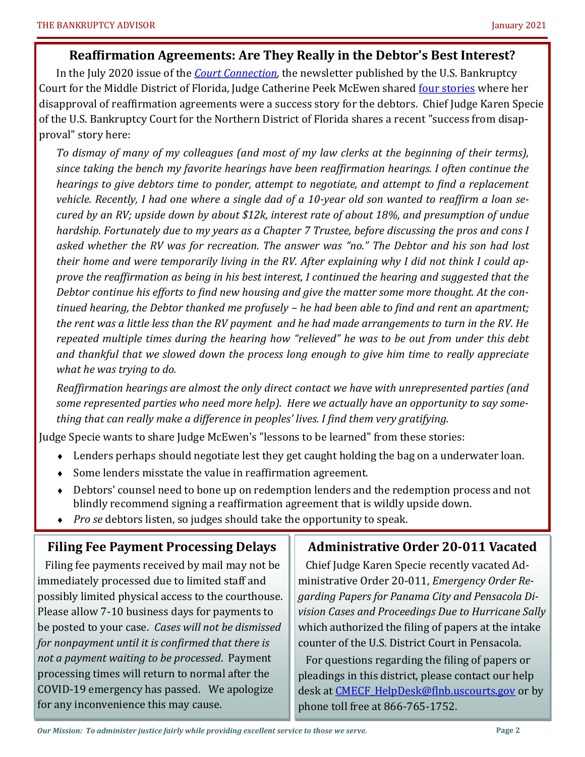## Reaffirmation Agreements: Are They Really in the Debtor's Best Interest?

In the July 2020 issue of the *Court Connection*, the newsletter published by the U.S. Bankruptcy Court for the Middle District of Florida, Judge Catherine Peek McEwen shared four stories where her disapproval of reaffirmation agreements were a success story for the debtors. Chief Judge Karen Specie of the U.S. Bankruptcy Court for the Northern District of Florida shares a recent "success from disapproval" story here:

*To dismay of many of my colleagues (and most of my law clerks at the beginning of their terms), since taking the bench my favorite hearings have been reaffirmation hearings. I often continue the hearings to give debtors time to ponder, attempt to negotiate, and attempt to find a replacement vehicle. Recently, I had one where a single dad of a 10-year old son wanted to reaffirm a loan secured by an RV; upside down by about $12k, interest rate of about 18%, and presumption of undue hardship. Fortunately due to my years as a Chapter 7 Trustee, before discussing the pros and cons I asked whether the RV was for recreation. The answer was "no." The Debtor and his son had lost their home and were temporarily living in the RV. After explaining why I did not think I could approve the reaffirmation as being in his best interest, I continued the hearing and suggested that the Debtor continue his efforts to find new housing and give the matter some more thought. At the continued hearing, the Debtor thanked me profusely – he had been able to find and rent an apartment; the rent was a little less than the RV payment and he had made arrangements to turn in the RV. He repeated multiple times during the hearing how "relieved" he was to be out from under this debt and thankful that we slowed down the process long enough to give him time to really appreciate what he was trying to do.*

*Reaffirmation hearings are almost the only direct contact we have with unrepresented parties (and some represented parties who need more help). Here we actually have an opportunity to say something that can really make a difference in peoples' lives. I find them very gratifying.*

Judge Specie wants to share Judge McEwen's "lessons to be learned" from these stories:

- Lenders perhaps should negotiate lest they get caught holding the bag on a underwater loan.
- Some lenders misstate the value in reaffirmation agreement.
- Debtors' counsel need to bone up on redemption lenders and the redemption process and not blindly recommend signing a reaffirmation agreement that is wildly upside down.
- *Pro se* debtors listen, so judges should take the opportunity to speak.

## Filing Fee Payment Processing Delays

Filing fee payments received by mail may not be immediately processed due to limited staff and possibly limited physical access to the courthouse. Please allow 7-10 business days for payments to be posted to your case. *Cases will not be dismissed for nonpayment until it is confirmed that there is not a payment waiting to be processed*. Payment processing times will return to normal after the COVID-19 emergency has passed. We apologize for any inconvenience this may cause.

## Administrative Order 20-011 Vacated

Chief Judge Karen Specie recently vacated Administrative Order 20-011, *Emergency Order Regarding Papers for Panama City and Pensacola Division Cases and Proceedings Due to Hurricane Sally* which authorized the filing of papers at the intake counter of the U.S. District Court in Pensacola.

For questions regarding the filing of papers or pleadings in this district, please contact our help desk at CMECF_HelpDesk@flnb.uscourts.gov or by phone toll free at 866-765-1752.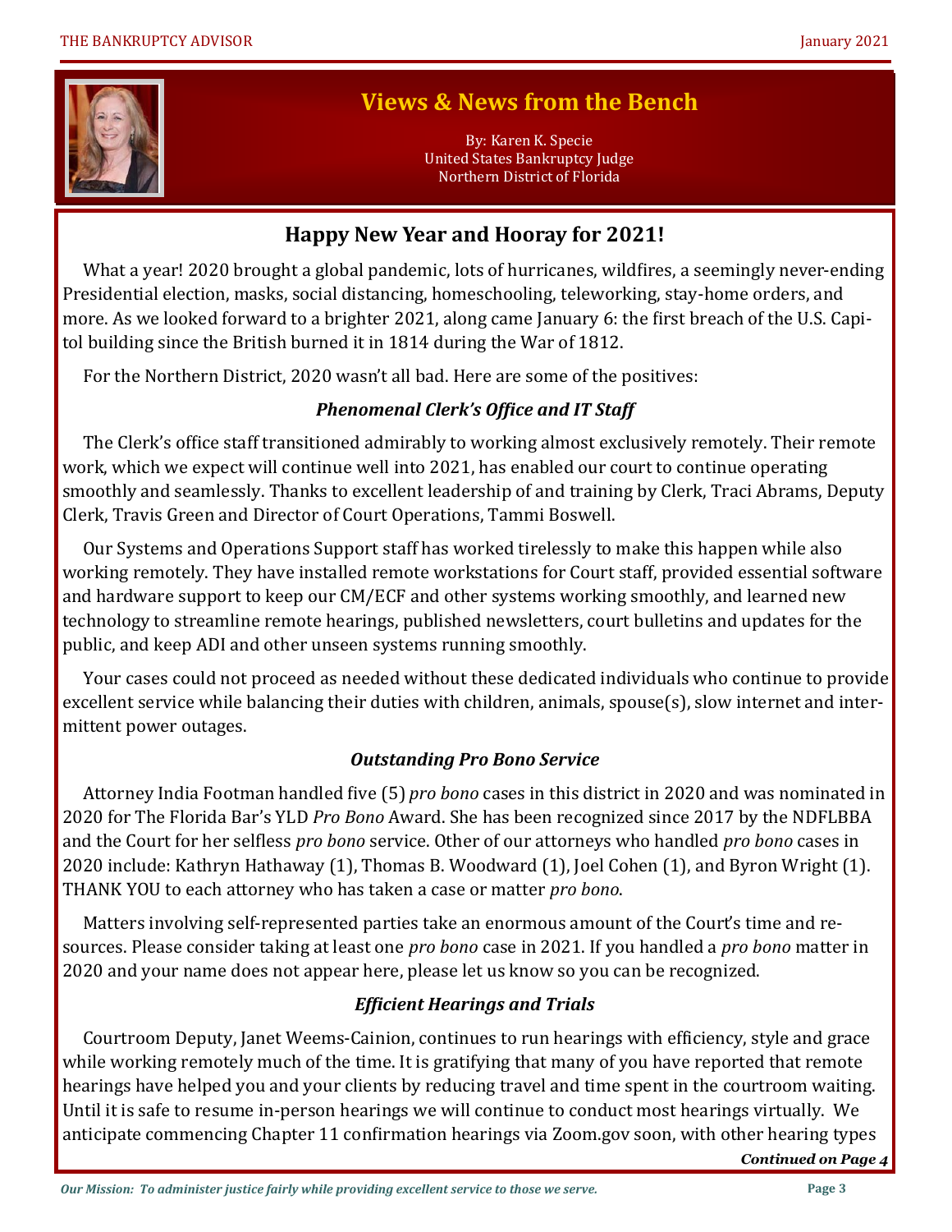## Views & News from the Bench

By: Karen K. Specie
United States Bankruptcy Judge
Northern District of Florida

### Happy New Year and Hooray for 2021!

What a year! 2020 brought a global pandemic, lots of hurricanes, wildfires, a seemingly never-ending Presidential election, masks, social distancing, homeschooling, teleworking, stay-home orders, and more. As we looked forward to a brighter 2021, along came January 6: the first breach of the U.S. Capitol building since the British burned it in 1814 during the War of 1812.

For the Northern District, 2020 wasn't all bad. Here are some of the positives:

#### *Phenomenal Clerk's Office and IT Staff*

The Clerk's office staff transitioned admirably to working almost exclusively remotely. Their remote work, which we expect will continue well into 2021, has enabled our court to continue operating smoothly and seamlessly. Thanks to excellent leadership of and training by Clerk, Traci Abrams, Deputy Clerk, Travis Green and Director of Court Operations, Tammi Boswell.

Our Systems and Operations Support staff has worked tirelessly to make this happen while also working remotely. They have installed remote workstations for Court staff, provided essential software and hardware support to keep our CM/ECF and other systems working smoothly, and learned new technology to streamline remote hearings, published newsletters, court bulletins and updates for the public, and keep ADI and other unseen systems running smoothly.

Your cases could not proceed as needed without these dedicated individuals who continue to provide excellent service while balancing their duties with children, animals, spouse(s), slow internet and intermittent power outages.

#### *Outstanding Pro Bono Service*

Attorney India Footman handled five (5) *pro bono* cases in this district in 2020 and was nominated in 2020 for The Florida Bar's YLD *Pro Bono* Award. She has been recognized since 2017 by the NDFLBBA and the Court for her selfless *pro bono* service. Other of our attorneys who handled *pro bono* cases in 2020 include: Kathryn Hathaway (1), Thomas B. Woodward (1), Joel Cohen (1), and Byron Wright (1). THANK YOU to each attorney who has taken a case or matter *pro bono*.

Matters involving self-represented parties take an enormous amount of the Court's time and resources. Please consider taking at least one *pro bono* case in 2021. If you handled a *pro bono* matter in 2020 and your name does not appear here, please let us know so you can be recognized.

#### *Efficient Hearings and Trials*

Courtroom Deputy, Janet Weems-Cainion, continues to run hearings with efficiency, style and grace while working remotely much of the time. It is gratifying that many of you have reported that remote hearings have helped you and your clients by reducing travel and time spent in the courtroom waiting. Until it is safe to resume in-person hearings we will continue to conduct most hearings virtually. We anticipate commencing Chapter 11 confirmation hearings via Zoom.gov soon, with other hearing types

***Continued on Page 4***

*Our Mission: To administer justice fairly while providing excellent service to those we serve.*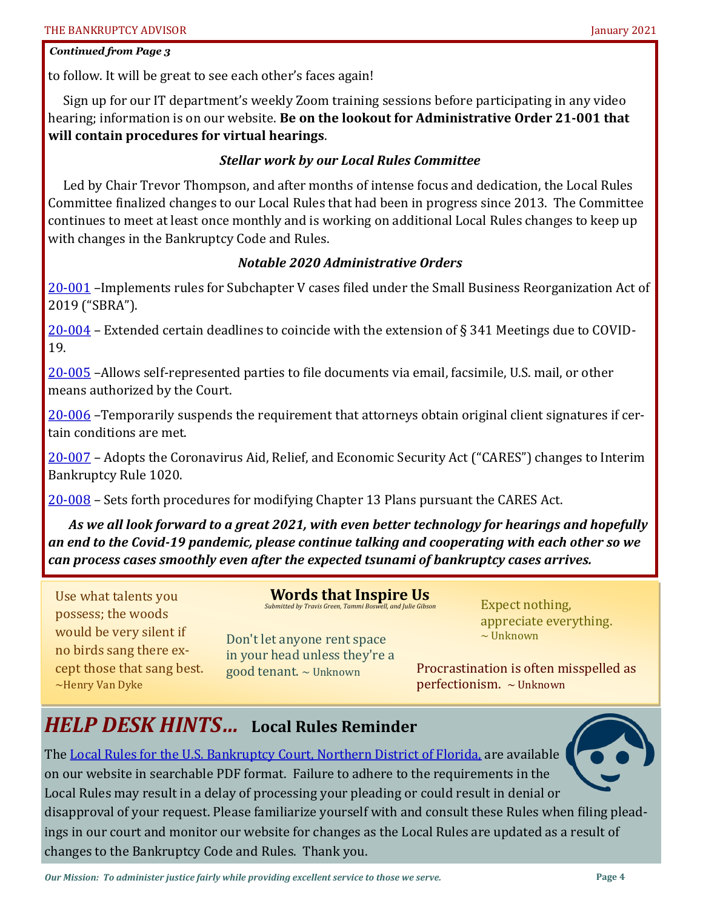*Continued from Page 3*

to follow. It will be great to see each other's faces again!

Sign up for our IT department's weekly Zoom training sessions before participating in any video hearing; information is on our website. **Be on the lookout for Administrative Order 21-001 that will contain procedures for virtual hearings**.

### *Stellar work by our Local Rules Committee*

Led by Chair Trevor Thompson, and after months of intense focus and dedication, the Local Rules Committee finalized changes to our Local Rules that had been in progress since 2013. The Committee continues to meet at least once monthly and is working on additional Local Rules changes to keep up with changes in the Bankruptcy Code and Rules.

### *Notable 2020 Administrative Orders*

20-001 –Implements rules for Subchapter V cases filed under the Small Business Reorganization Act of 2019 ("SBRA").

20-004 – Extended certain deadlines to coincide with the extension of § 341 Meetings due to COVID-19.

20-005 –Allows self-represented parties to file documents via email, facsimile, U.S. mail, or other means authorized by the Court.

20-006 –Temporarily suspends the requirement that attorneys obtain original client signatures if certain conditions are met.

20-007 – Adopts the Coronavirus Aid, Relief, and Economic Security Act ("CARES") changes to Interim Bankruptcy Rule 1020.

20-008 – Sets forth procedures for modifying Chapter 13 Plans pursuant the CARES Act.

***As we all look forward to a great 2021, with even better technology for hearings and hopefully an end to the Covid-19 pandemic, please continue talking and cooperating with each other so we can process cases smoothly even after the expected tsunami of bankruptcy cases arrives.***

## Words that Inspire Us

*Submitted by Travis Green, Tammi Boswell, and Julie Gibson*

Use what talents you possess; the woods would be very silent if no birds sang there except those that sang best. ~Henry Van Dyke

Don't let anyone rent space in your head unless they're a good tenant. ~ Unknown

Expect nothing, appreciate everything. ~ Unknown

Procrastination is often misspelled as perfectionism. ~ Unknown

## *HELP DESK HINTS…* Local Rules Reminder

The Local Rules for the U.S. Bankruptcy Court, Northern District of Florida, are available on our website in searchable PDF format. Failure to adhere to the requirements in the Local Rules may result in a delay of processing your pleading or could result in denial or disapproval of your request. Please familiarize yourself with and consult these Rules when filing pleadings in our court and monitor our website for changes as the Local Rules are updated as a result of changes to the Bankruptcy Code and Rules. Thank you.

*Our Mission: To administer justice fairly while providing excellent service to those we serve.*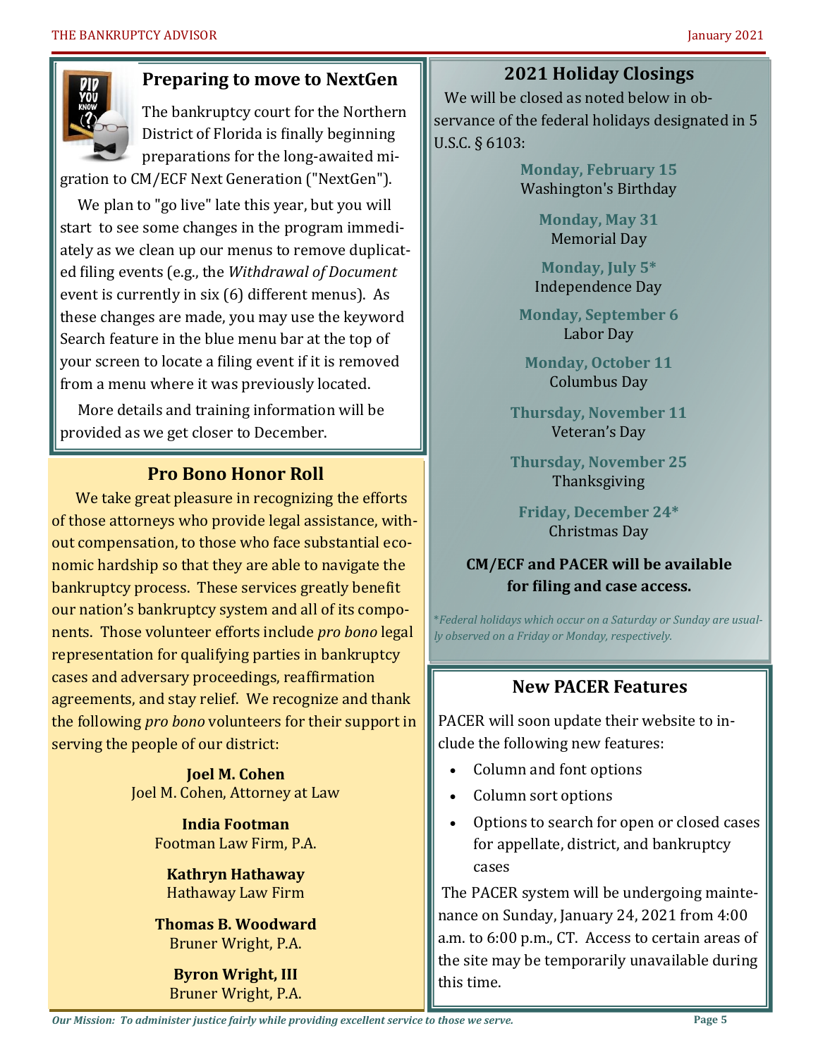## Preparing to move to NextGen

The bankruptcy court for the Northern District of Florida is finally beginning preparations for the long-awaited migration to CM/ECF Next Generation ("NextGen").

We plan to "go live" late this year, but you will start to see some changes in the program immediately as we clean up our menus to remove duplicated filing events (e.g., the *Withdrawal of Document* event is currently in six (6) different menus). As these changes are made, you may use the keyword Search feature in the blue menu bar at the top of your screen to locate a filing event if it is removed from a menu where it was previously located.

More details and training information will be provided as we get closer to December.

## Pro Bono Honor Roll

We take great pleasure in recognizing the efforts of those attorneys who provide legal assistance, without compensation, to those who face substantial economic hardship so that they are able to navigate the bankruptcy process. These services greatly benefit our nation's bankruptcy system and all of its components. Those volunteer efforts include *pro bono* legal representation for qualifying parties in bankruptcy cases and adversary proceedings, reaffirmation agreements, and stay relief. We recognize and thank the following *pro bono* volunteers for their support in serving the people of our district:

**Joel M. Cohen**
Joel M. Cohen, Attorney at Law

**India Footman**
Footman Law Firm, P.A.

**Kathryn Hathaway**
Hathaway Law Firm

**Thomas B. Woodward**
Bruner Wright, P.A.

**Byron Wright, III**
Bruner Wright, P.A.

## 2021 Holiday Closings

We will be closed as noted below in observance of the federal holidays designated in 5 U.S.C. § 6103:

**Monday, February 15**
Washington's Birthday

**Monday, May 31**
Memorial Day

**Monday, July 5***
Independence Day

**Monday, September 6**
Labor Day

**Monday, October 11**
Columbus Day

**Thursday, November 11**
Veteran's Day

**Thursday, November 25**
Thanksgiving

**Friday, December 24***
Christmas Day

**CM/ECF and PACER will be available for filing and case access.**

**Federal holidays which occur on a Saturday or Sunday are usually observed on a Friday or Monday, respectively.*

## New PACER Features

PACER will soon update their website to include the following new features:

- Column and font options
- Column sort options
- Options to search for open or closed cases for appellate, district, and bankruptcy cases

The PACER system will be undergoing maintenance on Sunday, January 24, 2021 from 4:00 a.m. to 6:00 p.m., CT. Access to certain areas of the site may be temporarily unavailable during this time.

*Our Mission: To administer justice fairly while providing excellent service to those we serve.*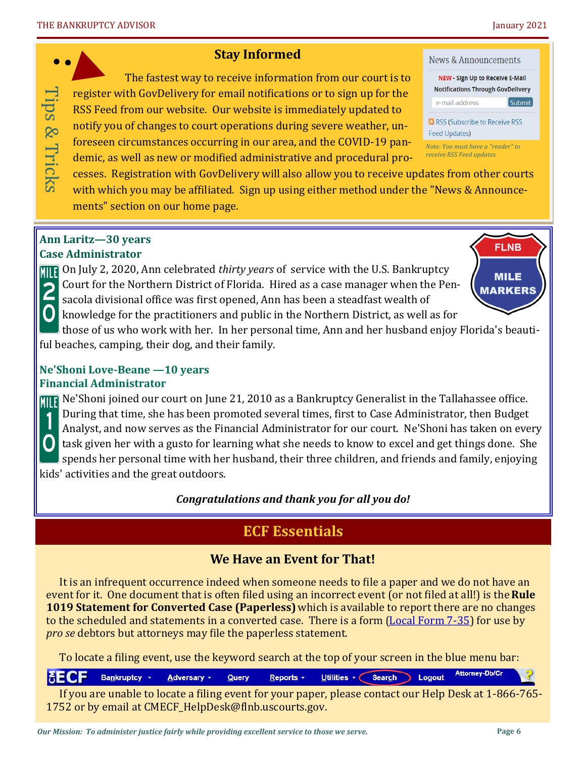## Stay Informed

Tips & Tricks

The fastest way to receive information from our court is to register with GovDelivery for email notifications or to sign up for the RSS Feed from our website. Our website is immediately updated to notify you of changes to court operations during severe weather, unforeseen circumstances occurring in our area, and the COVID-19 pandemic, as well as new or modified administrative and procedural processes. Registration with GovDelivery will also allow you to receive updates from other courts with which you may be affiliated. Sign up using either method under the "News & Announcements" section on our home page.

News & Announcements

NEW - Sign Up to Receive E-Mail Notifications Through GovDelivery

e-mail address Submit

RSS (Subscribe to Receive RSS Feed Updates)

*Note: You must have a "reader" to receive RSS Feed updates.*

FLNB MILE MARKERS

### Ann Laritz—30 years
### Case Administrator

On July 2, 2020, Ann celebrated *thirty years* of service with the U.S. Bankruptcy Court for the Northern District of Florida. Hired as a case manager when the Pensacola divisional office was first opened, Ann has been a steadfast wealth of knowledge for the practitioners and public in the Northern District, as well as for those of us who work with her. In her personal time, Ann and her husband enjoy Florida's beautiful beaches, camping, their dog, and their family.

### Ne'Shoni Love-Beane —10 years
### Financial Administrator

Ne'Shoni joined our court on June 21, 2010 as a Bankruptcy Generalist in the Tallahassee office. During that time, she has been promoted several times, first to Case Administrator, then Budget Analyst, and now serves as the Financial Administrator for our court. Ne'Shoni has taken on every task given her with a gusto for learning what she needs to know to excel and get things done. She spends her personal time with her husband, their three children, and friends and family, enjoying kids' activities and the great outdoors.

***Congratulations and thank you for all you do!***

## ECF Essentials

### We Have an Event for That!

It is an infrequent occurrence indeed when someone needs to file a paper and we do not have an event for it. One document that is often filed using an incorrect event (or not filed at all!) is the **Rule 1019 Statement for Converted Case (Paperless)** which is available to report there are no changes to the scheduled and statements in a converted case. There is a form (Local Form 7-35) for use by *pro se* debtors but attorneys may file the paperless statement.

To locate a filing event, use the keyword search at the top of your screen in the blue menu bar:

CMECF Bankruptcy Adversary Query Reports Utilities Search Logout Attorney-Db/Cr ?

If you are unable to locate a filing event for your paper, please contact our Help Desk at 1-866-765-1752 or by email at CMECF_HelpDesk@flnb.uscourts.gov.

*Our Mission: To administer justice fairly while providing excellent service to those we serve.*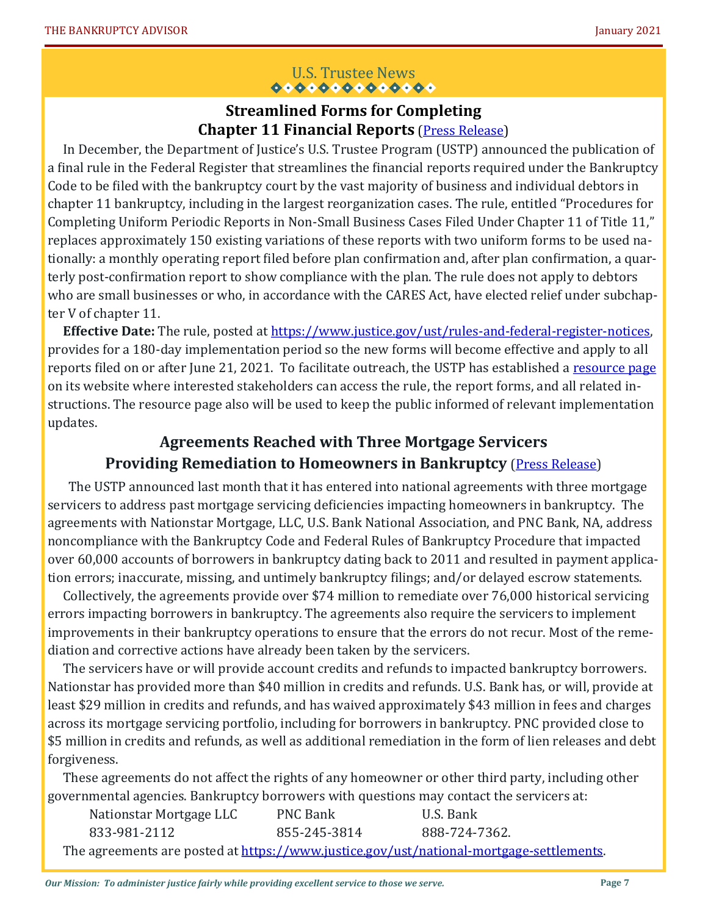## U.S. Trustee News

### Streamlined Forms for Completing Chapter 11 Financial Reports (Press Release)

In December, the Department of Justice's U.S. Trustee Program (USTP) announced the publication of a final rule in the Federal Register that streamlines the financial reports required under the Bankruptcy Code to be filed with the bankruptcy court by the vast majority of business and individual debtors in chapter 11 bankruptcy, including in the largest reorganization cases. The rule, entitled "Procedures for Completing Uniform Periodic Reports in Non-Small Business Cases Filed Under Chapter 11 of Title 11," replaces approximately 150 existing variations of these reports with two uniform forms to be used nationally: a monthly operating report filed before plan confirmation and, after plan confirmation, a quarterly post-confirmation report to show compliance with the plan. The rule does not apply to debtors who are small businesses or who, in accordance with the CARES Act, have elected relief under subchapter V of chapter 11.

**Effective Date:** The rule, posted at https://www.justice.gov/ust/rules-and-federal-register-notices, provides for a 180-day implementation period so the new forms will become effective and apply to all reports filed on or after June 21, 2021. To facilitate outreach, the USTP has established a resource page on its website where interested stakeholders can access the rule, the report forms, and all related instructions. The resource page also will be used to keep the public informed of relevant implementation updates.

### Agreements Reached with Three Mortgage Servicers Providing Remediation to Homeowners in Bankruptcy (Press Release)

The USTP announced last month that it has entered into national agreements with three mortgage servicers to address past mortgage servicing deficiencies impacting homeowners in bankruptcy. The agreements with Nationstar Mortgage, LLC, U.S. Bank National Association, and PNC Bank, NA, address noncompliance with the Bankruptcy Code and Federal Rules of Bankruptcy Procedure that impacted over 60,000 accounts of borrowers in bankruptcy dating back to 2011 and resulted in payment application errors; inaccurate, missing, and untimely bankruptcy filings; and/or delayed escrow statements.

Collectively, the agreements provide over $74 million to remediate over 76,000 historical servicing errors impacting borrowers in bankruptcy. The agreements also require the servicers to implement improvements in their bankruptcy operations to ensure that the errors do not recur. Most of the remediation and corrective actions have already been taken by the servicers.

The servicers have or will provide account credits and refunds to impacted bankruptcy borrowers. Nationstar has provided more than $40 million in credits and refunds. U.S. Bank has, or will, provide at least $29 million in credits and refunds, and has waived approximately $43 million in fees and charges across its mortgage servicing portfolio, including for borrowers in bankruptcy. PNC provided close to $5 million in credits and refunds, as well as additional remediation in the form of lien releases and debt forgiveness.

These agreements do not affect the rights of any homeowner or other third party, including other governmental agencies. Bankruptcy borrowers with questions may contact the servicers at:

| Nationstar Mortgage LLC | PNC Bank | U.S. Bank |
|---|---|---|
| 833-981-2112 | 855-245-3814 | 888-724-7362. |

The agreements are posted at https://www.justice.gov/ust/national-mortgage-settlements.

*Our Mission: To administer justice fairly while providing excellent service to those we serve.*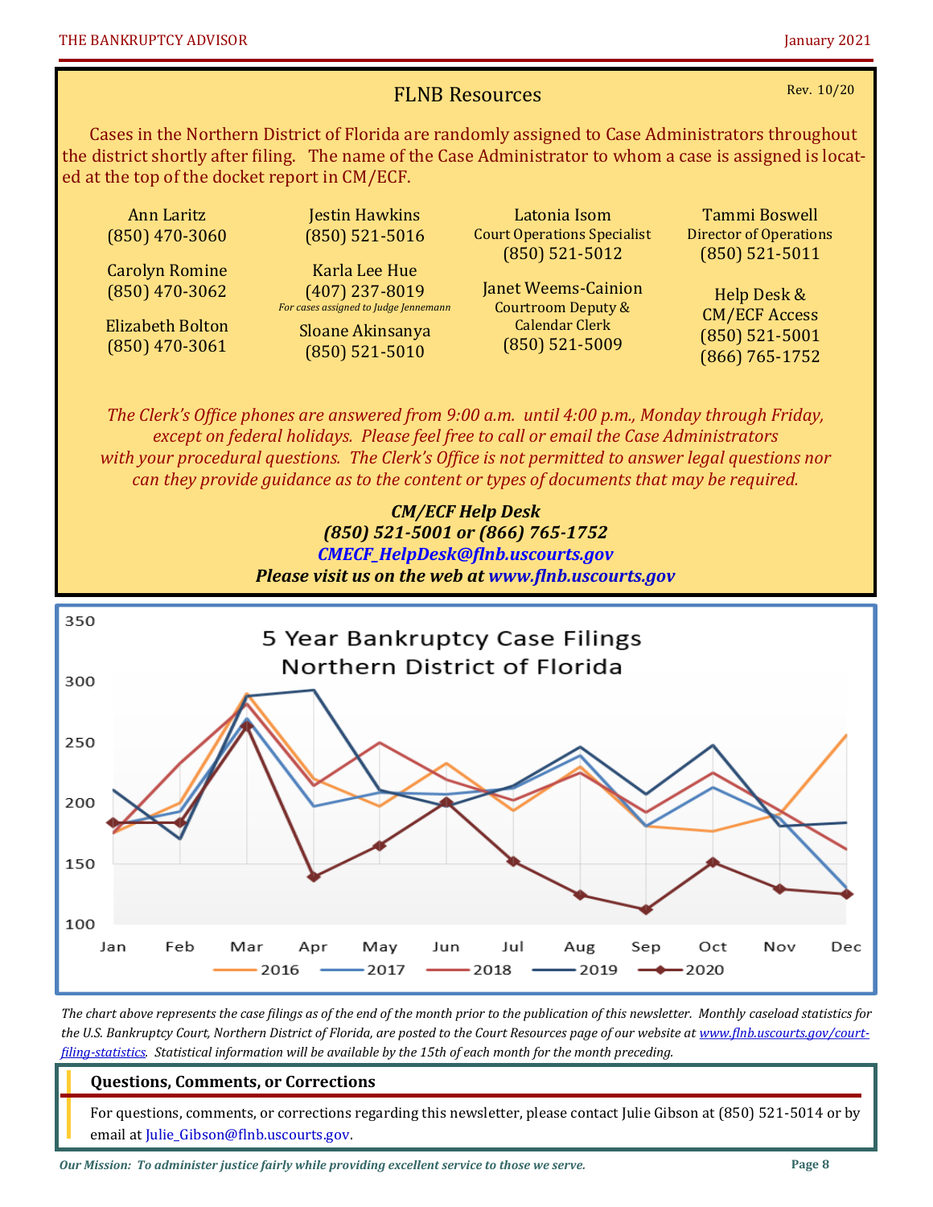## FLNB Resources

Rev. 10/20

Cases in the Northern District of Florida are randomly assigned to Case Administrators throughout the district shortly after filing. The name of the Case Administrator to whom a case is assigned is located at the top of the docket report in CM/ECF.

Ann Laritz
(850) 470-3060

Carolyn Romine
(850) 470-3062

Elizabeth Bolton
(850) 470-3061

Jestin Hawkins
(850) 521-5016

Karla Lee Hue
(407) 237-8019
*For cases assigned to Judge Jennemann*

Sloane Akinsanya
(850) 521-5010

Latonia Isom
Court Operations Specialist
(850) 521-5012

Janet Weems-Cainion
Courtroom Deputy & Calendar Clerk
(850) 521-5009

Tammi Boswell
Director of Operations
(850) 521-5011

Help Desk & CM/ECF Access
(850) 521-5001
(866) 765-1752

*The Clerk's Office phones are answered from 9:00 a.m. until 4:00 p.m., Monday through Friday, except on federal holidays. Please feel free to call or email the Case Administrators with your procedural questions. The Clerk's Office is not permitted to answer legal questions nor can they provide guidance as to the content or types of documents that may be required.*

***CM/ECF Help Desk***
***(850) 521-5001 or (866) 765-1752***
***CMECF_HelpDesk@flnb.uscourts.gov***
***Please visit us on the web at www.flnb.uscourts.gov***

5 Year Bankruptcy Case Filings
Northern District of Florida

350
300
250
200
150
100

Jan Feb Mar Apr May Jun Jul Aug Sep Oct Nov Dec

2016 2017 2018 2019 2020

*The chart above represents the case filings as of the end of the month prior to the publication of this newsletter. Monthly caseload statistics for the U.S. Bankruptcy Court, Northern District of Florida, are posted to the Court Resources page of our website at www.flnb.uscourts.gov/court-filing-statistics. Statistical information will be available by the 15th of each month for the month preceding.*

### Questions, Comments, or Corrections

For questions, comments, or corrections regarding this newsletter, please contact Julie Gibson at (850) 521-5014 or by email at Julie_Gibson@flnb.uscourts.gov.

*Our Mission: To administer justice fairly while providing excellent service to those we serve.*